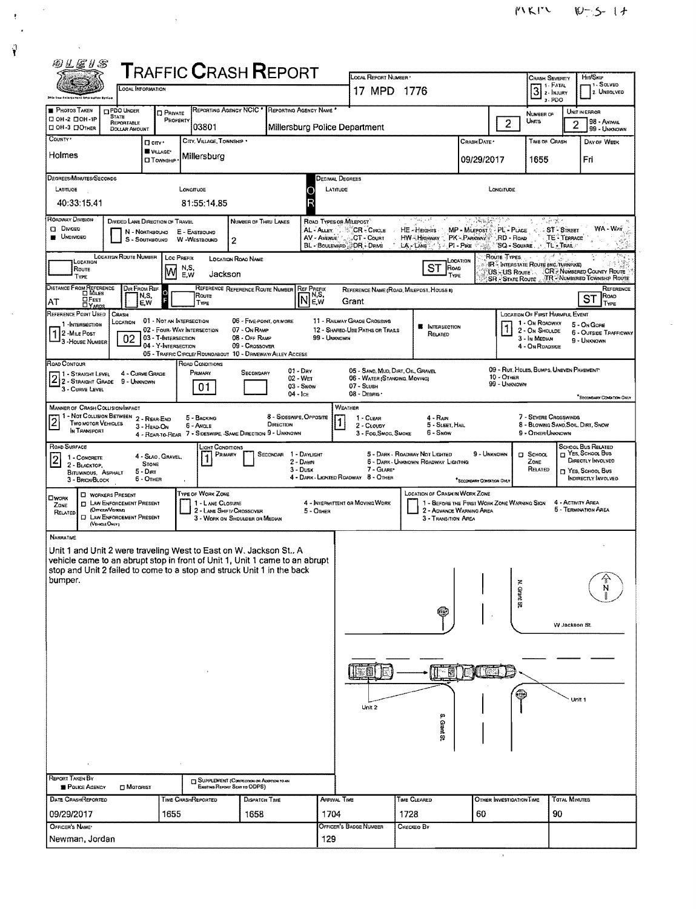# TRAFFIC CRASH REPORT

| Local Information | Local Report Number | Crash Severity | Hit/Skip |
|---|---|---|---|
| | 17 MPD 1776 | 3 (1 - Fatal, 2 - Injury, 3 - PDO) | 1 - Solved, 2 - Unsolved |

| Photos Taken | PDO Under State Reportable Dollar Amount | Private Property | Reporting Agency NCIC | Reporting Agency Name | Number of Units | Unit in Error |
|---|---|---|---|---|---|---|
| OH-2 / OH-1P / OH-3 / Other | | | 03801 | Millersburg Police Department | 2 | 2 (98 - Animal, 99 - Unknown) |

| County | City, Village, Township | Crash Date | Time of Crash | Day of Week |
|---|---|---|---|---|
| Holmes | Village: Millersburg | 09/29/2017 | 1655 | Fri |

**Degrees/Minutes/Seconds**
Latitude: 40:33:15.41 — Longitude: 81:55:14.85

**Decimal Degrees**
Latitude: — Longitude:

| Roadway Division | Divided Lane Direction of Travel | Number of Thru Lanes |
|---|---|---|
| Undivided | N - Northbound, E - Eastbound, S - Southbound, W - Westbound | 2 |

Road Types or Milepost: AL - Alley, AV - Avenue, BL - Boulevard, CR - Circle, CT - Court, DR - Drive, HE - Heights, HW - Highway, LA - Lane, MP - Milepost, PK - Parkway, PI - Pike, PL - Place, RD - Road, SQ - Square, ST - Street, TE - Terrace, TL - Trail, WA - Way

| Location Route Number | Loc Prefix | Location Road Name | Location Road Type |
|---|---|---|---|
| | W | Jackson | ST |

Route Types: IR - Interstate Route (Inc. Turnpike), US - US Route, SR - State Route, CR - Numbered County Route, TR - Numbered Township Route

| Distance From Reference | Dir From Ref | Reference Route | Reference Route Number | Ref Prefix | Reference Name (Road, Milepost, House #) | Reference Road Type |
|---|---|---|---|---|---|---|
| AT | | | | N | Grant | ST |

**Reference Point Used:** 1 (1 - Intersection, 2 - Mile Post, 3 - House Number)

**Crash Location:** 02 — 01 - Not an Intersection, 02 - Four-Way Intersection, 03 - T-Intersection, 04 - Y-Intersection, 05 - Traffic Circle/Roundabout, 06 - Five-Point, or More, 07 - On Ramp, 08 - Off Ramp, 09 - Crossover, 10 - Driveway/Alley Access, 11 - Railway Grade Crossing, 12 - Shared-Use Paths or Trails, 99 - Unknown

Intersection Related: ■

**Location of First Harmful Event:** 1 — 1 - On Roadway, 2 - On Shoulder, 3 - In Median, 4 - On Roadside, 5 - On Gore, 6 - Outside Trafficway, 9 - Unknown

**Road Contour:** 2 — 1 - Straight Level, 2 - Straight Grade, 3 - Curve Level, 4 - Curve Grade, 9 - Unknown

**Road Conditions:** Primary: 01 — Secondary: — 01 - Dry, 02 - Wet, 03 - Snow, 04 - Ice, 05 - Sand, Mud, Dirt, Oil, Gravel, 06 - Water (Standing, Moving), 07 - Slush, 08 - Debris, 09 - Rut, Holes, Bumps, Uneven Pavement, 10 - Other, 99 - Unknown

**Manner of Crash Collision/Impact:** 2 — 1 - Not Collision Between Two Motor Vehicles in Transport, 2 - Rear-End, 3 - Head-On, 4 - Rear-to-Rear, 5 - Backing, 6 - Angle, 7 - Sideswipe, Same Direction, 8 - Sideswipe, Opposite Direction, 9 - Unknown

**Weather:** 1 — 1 - Clear, 2 - Cloudy, 3 - Fog, Smog, Smoke, 4 - Rain, 5 - Sleet, Hail, 6 - Snow, 7 - Severe Crosswinds, 8 - Blowing Sand, Soil, Dirt, Snow, 9 - Other/Unknown

**Road Surface:** 2 — 1 - Concrete, 2 - Blacktop, Bituminous, Asphalt, 3 - Brick/Block, 4 - Slag, Gravel, Stone, 5 - Dirt, 6 - Other

**Light Conditions:** Primary: 1 — Secondary: — 1 - Daylight, 2 - Dawn, 3 - Dusk, 4 - Dark - Lighted Roadway, 5 - Dark - Roadway Not Lighted, 6 - Dark - Unknown Roadway Lighting, 7 - Glare, 8 - Other, 9 - Unknown

School Zone Related: — School Bus Related: Yes, School Bus Directly Involved / Yes, School Bus Indirectly Involved

**Work Zone Related:** Workers Present / Law Enforcement Present (Officer/Vehicle) / Law Enforcement Present (Vehicle Only)

Type of Work Zone: 1 - Lane Closure, 2 - Lane Shift/Crossover, 3 - Work on Shoulder or Median, 4 - Intermittent or Moving Work, 5 - Other

Location of Crash in Work Zone: 1 - Before the First Work Zone Warning Sign, 2 - Advance Warning Area, 3 - Transition Area, 4 - Activity Area, 5 - Termination Area

## Narrative

Unit 1 and Unit 2 were traveling West to East on W. Jackson St.. A vehicle came to an abrupt stop in front of Unit 1, Unit 1 came to an abrupt stop and Unit 2 failed to come to a stop and struck Unit 1 in the back bumper.

[Diagram labels: N. Grant St., W Jackson St, S. Grant St., Unit 2, Unit 1, N]

**Report Taken By:** ■ Police Agency ☐ Motorist

☐ Supplement (Correction or Addition to an Existing Report Sent to ODPS)

| Date Crash Reported | Time Crash Reported | Dispatch Time | Arrival Time | Time Cleared | Other Investigation Time | Total Minutes |
|---|---|---|---|---|---|---|
| 09/29/2017 | 1655 | 1658 | 1704 | 1728 | 60 | 90 |

| Officer's Name | Officer's Badge Number | Checked By |
|---|---|---|
| Newman, Jordan | 129 | |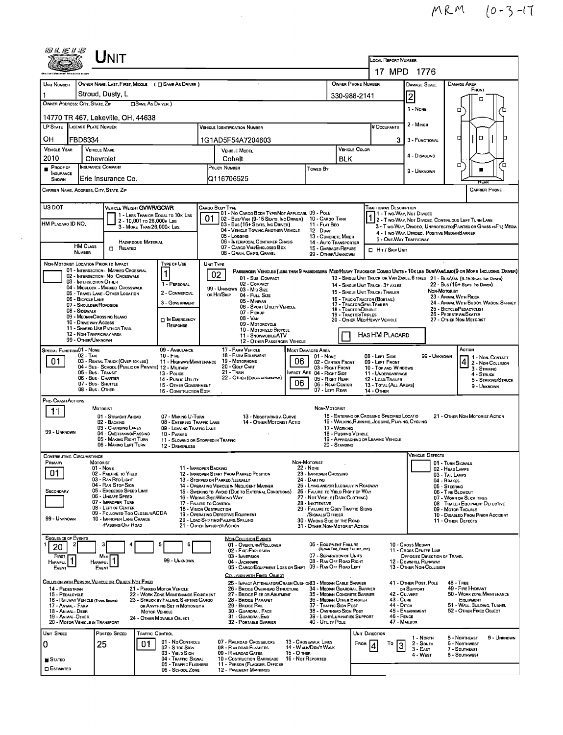MRM 10-3-17

# UNIT

**Local Report Number:** 17 MPD 1776

| Unit Number | Owner Name: Last, First, Middle ( ☐ Same As Driver ) | Owner Phone Number | Damage Scale | Damage Area |
|---|---|---|---|---|
| 1 | Stroud, Dusty, L | 330-988-2141 | 2 | Front |

**Owner Address: City, State, Zip** ☐ Same As Driver )

14770 TR 467, Lakeville, OH, 44638

Damage Scale: 1 - None; 2 - Minor; 3 - Functional; 4 - Disabling; 9 - Unknown

| LP State | License Plate Number | Vehicle Identification Number | # Occupants |
|---|---|---|---|
| OH | FBD6334 | 1G1AD5F54A7204603 | 3 |

| Vehicle Year | Vehicle Make | Vehicle Model | Vehicle Color |
|---|---|---|---|
| 2010 | Chevrolet | Cobalt | BLK |

| Proof of Insurance Shown | Insurance Company | Policy Number | Towed By |
|---|---|---|---|
| ■ | Erie Insurance Co. | Q116706525 | |

Carrier Name, Address, City, State, Zip — Carrier Phone

**US DOT**

**Vehicle Weight GVWR/GCWR**
1 - Less Than or Equal To 10k Lbs
2 - 10,001 to 26,000k Lbs
3 - More Than 26,000k Lbs.

**HM Placard ID No.**

**HM Class Number** ☐ Related — Hazardous Material

**Cargo Body Type:** 01
01 - No Cargo Body Type/Not Applicabl; 02 - Bus/Van (9-15 Seats, Inc Driver); 03 - Bus (16+ Seats, Inc Driver); 04 - Vehicle Towing Another Vehicle; 05 - Logging; 06 - Intermodal Container Chasis; 07 - Cargo Van/Enclosed Box; 08 - Grain, Chips, Gravel; 09 - Pole; 10 - Cargo Tank; 11 - Flat Bed; 12 - Dump; 13 - Concrete Mixer; 14 - Auto Transporter; 15 - Garbage/Refuse; 99 - Other/Unknown

**Trafficway Description:** 1
1 - Two-Way, Not Divided; 2 - Two-Way, Not Divided, Continuous Left Turn Lane; 3 - Two-Way, Divided, Unprotected(Painted or Grass >4Ft.) Media; 4 - Two-Way, Divided, Positive Median Barrier; 5 - One-Way Trafficway

☐ Hit / Skip Unit

**Non-Motorist Location Prior to Impact:**
01 - Intersection - Marked Crosswalk; 02 - Intersection - No Crosswalk; 03 - Intersection Other; 04 - Midblock - Marked Crosswalk; 05 - Travel Lane - Other Location; 06 - Bicycle Lane; 07 - Shoulder/Roadside; 08 - Sidewalk; 09 - Median/Crossing Island; 10 - Drive way Access; 11 - Shared-Use Path or Trail; 12 - Non-Trafficway Area; 99 - Other/Unknown

**Type of Use:** 1
1 - Personal; 2 - Commercial; 3 - Government; ☐ In Emergency Response

**Unit Type:** 02
Passenger Vehicles (less than 9 passengers Med/Heavy Trucks or Combo Units > 10k lbs Bus/Van/Limo(9 or More Including Driver)
01 - Sub-Compact; 02 - Compact; 99 - Unknown 03 - Mid Size or Hit/Skip; 04 - Full Size; 05 - Minivan; 06 - Sport Utility Vehicle; 07 - Pickup; 08 - Van; 09 - Motorcycle; 10 - Motorized Bicycle; 11 - Snowmobile/ATV; 12 - Other Passenger Vehicle
13 - Single Unit Truck or Van 2axle, 6 Tires; 14 - Single Unit Truck; 3+ Axles; 15 - Single Unit Truck / Trailer; 16 - Truck/Tractor (Bobtail); 17 - Tractor/Semi-Trailer; 18 - Tractor/Double; 19 - Tractor/Triples; 20 - Other Med/Heavy Vehicle
21 - Bus/Van (9-15 Seats, Inc Driver); 22 - Bus (16+ Seats, Inc Driver)
Non-Motorist: 23 - Animal With Rider; 24 - Animal With Buggy, Wagon, Surrey; 25 - Bicycle/Pedacyclist; 26 - Pedestrian/Skater; 27 - Other Non-Motorist
☐ Has HM Placard

**Special Function:** 01
01 - None; 02 - Taxi; 03 - Rental Truck (Over 10k lbs); 04 - Bus - School (Public or Private); 05 - Bus - Transit; 06 - Bus - Charter; 07 - Bus - Shuttle; 08 - Bus - Other; 09 - Ambulance; 10 - Fire; 11 - Highway/Maintenance; 12 - Military; 13 - Police; 14 - Public Utility; 15 - Other Government; 16 - Construction Eqip.; 17 - Farm Vehicle; 18 - Farm Equipment; 19 - Motorhome; 20 - Golf Cart; 21 - Train; 22 - Other (Explain in Narrative)

**Most Damaged Area:** 06 — **Impact Are:** 06
01 - None; 02 - Center Front; 03 - Right Front; 04 - Right Side; 05 - Right Rear; 06 - Rear Center; 07 - Left Rear; 08 - Left Side; 09 - Left Front; 10 - Top and Windows; 11 - Undercarriage; 12 - Load/Trailer; 13 - Total (All Areas); 14 - Other; 99 - Unknown

**Action:** 4
1 - Non-Contact; 2 - Non-Collision; 3 - Striking; 4 - Struck; 5 - Striking/Struck; 9 - Unknown

**Pre-Crash Actions:** 11
Motorist: 01 - Straight Ahead; 02 - Backing; 03 - Changing Lanes; 04 - Overtaking/Passing; 05 - Making Right Turn; 06 - Making Left Turn; 07 - Making U-Turn; 08 - Entering Traffic Lane; 09 - Leaving Traffic Lane; 10 - Parked; 11 - Slowing or Stopped in Traffic; 12 - Driverless; 13 - Negotiating a Curve; 14 - Other Motorist Actio; 99 - Unknown
Non-Motorist: 15 - Entering or Crossing Specified Locatio; 16 - Walking, Running, Jogging, Playing, Cycling; 17 - Working; 18 - Pushing Vehicle; 19 - Approaching or Leaving Vehicle; 20 - Standing; 21 - Other Non-Motorist Action

**Contributing Circumstance:** Primary: 01 — Secondary: (blank)
Motorist: 01 - None; 02 - Failure to Yield; 03 - Ran Red Light; 04 - Ran Stop Sign; 05 - Exceeded Speed Limit; 06 - Unsafe Speed; 07 - Improper Turn; 08 - Left of Center; 09 - Followed Too Closely/ACDA; 10 - Improper Lane Change /Passing/Off Road; 11 - Improper Backing; 12 - Improper Start From Parked Position; 13 - Stopped or Parked Illegally; 14 - Operating Vehicle in Negligent Manner; 15 - Swering to Avoid (Due to External Conditions); 16 - Wrong Side/Wrong Way; 17 - Failure to Control; 18 - Vision Obstruction; 19 - Operating Defective Equipment; 20 - Load Shifting/Falling/Spilling; 21 - Other Improper Action; 99 - Unknown
Non-Motorist: 22 - None; 23 - Improper Crossing; 24 - Darting; 25 - Lying and/or Illegally in Roadway; 26 - Failure to Yield Right of Way; 27 - Not Visible (Dark Clothing); 28 - Inattentive; 29 - Failure to Obey Traffic Signs /Signals/Officer; 30 - Wrong Side of the Road; 31 - Other Non-Motorist Action

**Vehicle Defects:**
01 - Turn Signals; 02 - Head Lamps; 03 - Tail Lamps; 04 - Brakes; 05 - Steering; 06 - Tire Blowout; 07 - Worn or Slick Tires; 08 - Trailer Equipment Defective; 09 - Motor Trouble; 10 - Disabled From Prior Accident; 11 - Other Defects

**Sequence of Events:** 1: 20; 2; 3; 4; 5; 6
First Harmful Event: 1 — Most Harmful Event: 1

Non-Collision Events: 01 - Overturn/Rollover; 02 - Fire/Explosion; 03 - Immersion; 04 - Jackknife; 05 - Cargo/Equipment Loss or Shift; 06 - Equipment Failure (Blown Tire, Brake Failure, etc); 07 - Separation of Units; 08 - Ran Off Road Right; 09 - Ran Off Road Left; 10 - Cross Median; 11 - Cross Center Line Opposite Direction of Travel; 12 - Downhill Runaway; 13 - Other Non-Collision; 99 - Unknown

Collision with Person, Vehicle or Object Not Fixed: 14 - Pedestrian; 15 - Pedalcycle; 16 - Railway Vehicle (Train, Engine); 17 - Animal - Farm; 18 - Animal - Deer; 19 - Animal - Other; 20 - Motor Vehicle in Transport; 21 - Parked Motor Vehicle; 22 - Work Zone Maintenance Equipment; 23 - Struck by Falling, Shifting Cargo or Anything Set in Motion by a Motor Vehicle; 24 - Other Movable Object

Collision with Fixed, Object: 25 - Impact Attenuator/Crash Cushion; 26 - Bridge Overhead Structure; 27 - Bridge Pier or Abutment; 28 - Bridge Parapet; 29 - Bridge Rail; 30 - Guardrail Face; 31 - Guardrail End; 32 - Portable Barrier; 33 - Median Cable Barrier; 34 - Median Guardrail Barrier; 35 - Median Concrete Barrier; 36 - Median Other Barrier; 37 - Traffic Sign Post; 38 - Overhead Sign Post; 39 - Light/Luminaries Support; 40 - Utility Pole; 41 - Other Post, Pole or Support; 42 - Culvert; 43 - Curb; 44 - Ditch; 45 - Embankment; 46 - Fence; 47 - Mailbox; 48 - Tree; 49 - Fire Hydrant; 50 - Work Zone Maintenance Equipment; 51 - Wall, Building, Tunnel; 52 - Other Fixed Object

| Unit Speed | Posted Speed | Traffic Control | Unit Direction |
|---|---|---|---|
| 0 | 25 | 01 | From 4 To 3 |

■ Stated ☐ Estimated

Traffic Control: 01 - No Controls; 02 - Stop Sign; 03 - Yield Sign; 04 - Traffic Signal; 05 - Traffic Flashers; 06 - School Zone; 07 - Railroad Crossbucks; 08 - Railroad Flashers; 09 - Railroad Gates; 10 - Costruction Barricade; 11 - Person (Flagger, Officer); 12 - Pavement Markings; 13 - Crosswalk Lines; 14 - Walk/Don't Walk; 15 - Other; 16 - Not Reported

Unit Direction: 1 - North; 2 - South; 3 - East; 4 - West; 5 - Northeast; 6 - Northwest; 7 - Southeast; 8 - Southwest; 9 - Unknown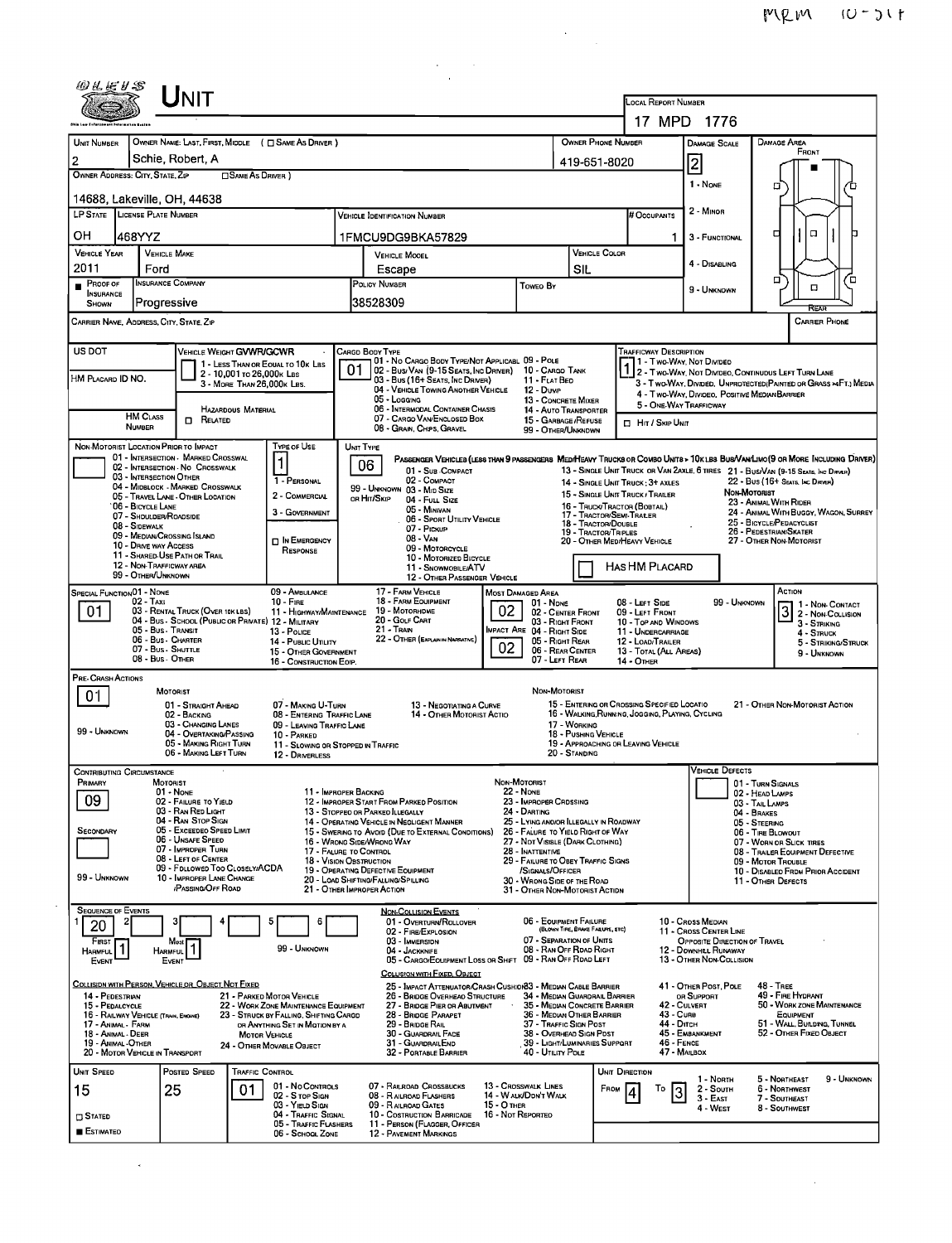MRM 10-31

# UNIT

| LOCAL REPORT NUMBER |
| --- |
| 17 MPD 1776 |

| UNIT NUMBER | OWNER NAME: LAST, FIRST, MIDDLE ( ☐ SAME AS DRIVER ) | OWNER PHONE NUMBER | DAMAGE SCALE | DAMAGE AREA |
| --- | --- | --- | --- | --- |
| 2 | Schie, Robert, A | 419-651-8020 | 2 | FRONT |

OWNER ADDRESS: CITY, STATE, ZIP ☐ SAME AS DRIVER )

14688, Lakeville, OH, 44638

| LP STATE | LICENSE PLATE NUMBER | VEHICLE IDENTIFICATION NUMBER | # OCCUPANTS |
| --- | --- | --- | --- |
| OH | 468YYZ | 1FMCU9DG9BKA57829 | 1 |

| VEHICLE YEAR | VEHICLE MAKE | VEHICLE MODEL | VEHICLE COLOR |
| --- | --- | --- | --- |
| 2011 | Ford | Escape | SIL |

| PROOF OF INSURANCE SHOWN | INSURANCE COMPANY | POLICY NUMBER | TOWED BY |
| --- | --- | --- | --- |
| ■ | Progressive | 38528309 | |

Damage Scale: 1 - NONE, 2 - MINOR, 3 - FUNCTIONAL, 4 - DISABLING, 9 - UNKNOWN

CARRIER NAME, ADDRESS, CITY, STATE, ZIP — CARRIER PHONE

US DOT

VEHICLE WEIGHT GVWR/GCWR: 1 - LESS THAN OR EQUAL TO 10K LBS; 2 - 10,001 TO 26,000K LBS; 3 - MORE THAN 26,000K LBS.

HM PLACARD ID NO.

HM CLASS NUMBER — ☐ HAZARDOUS MATERIAL RELATED

CARGO BODY TYPE: **01** — 01 - NO CARGO BODY TYPE/NOT APPLICABLE; 02 - BUS/VAN (9-15 SEATS, INC DRIVER); 03 - BUS (16+ SEATS, INC DRIVER); 04 - VEHICLE TOWING ANOTHER VEHICLE; 05 - LOGGING; 06 - INTERMODAL CONTAINER CHASIS; 07 - CARGO VAN/ENCLOSED BOX; 08 - GRAIN, CHIPS, GRAVEL; 09 - POLE; 10 - CARGO TANK; 11 - FLAT BED; 12 - DUMP; 13 - CONCRETE MIXER; 14 - AUTO TRANSPORTER; 15 - GARBAGE/REFUSE; 99 - OTHER/UNKNOWN

TRAFFICWAY DESCRIPTION: **1** — 1 - TWO-WAY, NOT DIVIDED; 2 - TWO-WAY, NOT DIVIDED, CONTINUOUS LEFT TURN LANE; 3 - TWO-WAY, DIVIDED, UNPROTECTED (PAINTED OR GRASS >4FT.) MEDIA; 4 - TWO-WAY, DIVIDED, POSITIVE MEDIAN BARRIER; 5 - ONE-WAY TRAFFICWAY; ☐ HIT / SKIP UNIT

NON-MOTORIST LOCATION PRIOR TO IMPACT: 01 - INTERSECTION - MARKED CROSSWAL; 02 - INTERSECTION - NO CROSSWALK; 03 - INTERSECTION OTHER; 04 - MIDBLOCK - MARKED CROSSWALK; 05 - TRAVEL LANE - OTHER LOCATION; 06 - BICYCLE LANE; 07 - SHOULDER/ROADSIDE; 08 - SIDEWALK; 09 - MEDIAN/CROSSING ISLAND; 10 - DRIVE WAY ACCESS; 11 - SHARED-USE PATH OR TRAIL; 12 - NON-TRAFFICWAY AREA; 99 - OTHER/UNKNOWN

TYPE OF USE: **1** — 1 - PERSONAL; 2 - COMMERCIAL; 3 - GOVERNMENT; ☐ IN EMERGENCY RESPONSE

UNIT TYPE: **06** — PASSENGER VEHICLES (LESS THAN 9 PASSENGERS): 01 - SUB COMPACT; 02 - COMPACT; 99 - UNKNOWN 03 - MID SIZE; OR HIT/SKIP 04 - FULL SIZE; 05 - MINIVAN; 06 - SPORT UTILITY VEHICLE; 07 - PICKUP; 08 - VAN; 09 - MOTORCYCLE; 10 - MOTORIZED BICYCLE; 11 - SNOWMOBILE/ATV; 12 - OTHER PASSENGER VEHICLE. MED/HEAVY TRUCKS OR COMBO UNITS > 10K LBS BUS/VAN/LIMO (9 OR MORE INCLUDING DRIVER): 13 - SINGLE UNIT TRUCK OR VAN 2AXLE, 6 TIRES; 14 - SINGLE UNIT TRUCK; 3+ AXLES; 15 - SINGLE UNIT TRUCK / TRAILER; 16 - TRUCK/TRACTOR (BOBTAIL); 17 - TRACTOR/SEMI-TRAILER; 18 - TRACTOR/DOUBLE; 19 - TRACTOR/TRIPLES; 20 - OTHER MED/HEAVY VEHICLE; 21 - BUS/VAN (9-15 SEATS, INC DRIVER); 22 - BUS (16+ SEATS, INC DRIVER). NON-MOTORIST: 23 - ANIMAL WITH RIDER; 24 - ANIMAL WITH BUGGY, WAGON, SURREY; 25 - BICYCLE/PEDACYCLIST; 26 - PEDESTRIAN/SKATER; 27 - OTHER NON-MOTORIST; ☐ HAS HM PLACARD

SPECIAL FUNCTION: **01** — 01 - NONE; 02 - TAXI; 03 - RENTAL TRUCK (OVER 10K LBS); 04 - BUS - SCHOOL (PUBLIC OR PRIVATE); 05 - BUS - TRANSIT; 06 - BUS - CHARTER; 07 - BUS - SHUTTLE; 08 - BUS - OTHER; 09 - AMBULANCE; 10 - FIRE; 11 - HIGHWAY/MAINTENANCE; 12 - MILITARY; 13 - POLICE; 14 - PUBLIC UTILITY; 15 - OTHER GOVERNMENT; 16 - CONSTRUCTION EQIP.; 17 - FARM VEHICLE; 18 - FARM EQUIPMENT; 19 - MOTORHOME; 20 - GOLF CART; 21 - TRAIN; 22 - OTHER (EXPLAIN IN NARRATIVE)

MOST DAMAGED AREA: **02** — 01 - NONE; 02 - CENTER FRONT; 03 - RIGHT FRONT; IMPACT ARE 04 - RIGHT SIDE: **02**; 05 - RIGHT REAR; 06 - REAR CENTER; 07 - LEFT REAR; 08 - LEFT SIDE; 09 - LEFT FRONT; 10 - TOP AND WINDOWS; 11 - UNDERCARRIAGE; 12 - LOAD/TRAILER; 13 - TOTAL (ALL AREAS); 14 - OTHER; 99 - UNKNOWN

ACTION: **3** — 1 - NON-CONTACT; 2 - NON-COLLISION; 3 - STRIKING; 4 - STRUCK; 5 - STRIKING/STRUCK; 9 - UNKNOWN

PRE-CRASH ACTIONS: **01** — MOTORIST: 01 - STRAIGHT AHEAD; 02 - BACKING; 03 - CHANGING LANES; 04 - OVERTAKING/PASSING; 05 - MAKING RIGHT TURN; 06 - MAKING LEFT TURN; 07 - MAKING U-TURN; 08 - ENTERING TRAFFIC LANE; 09 - LEAVING TRAFFIC LANE; 10 - PARKED; 11 - SLOWING OR STOPPED IN TRAFFIC; 12 - DRIVERLESS; 13 - NEGOTIATING A CURVE; 14 - OTHER MOTORIST ACTIO; 99 - UNKNOWN. NON-MOTORIST: 15 - ENTERING OR CROSSING SPECIFIED LOCATIO; 16 - WALKING, RUNNING, JOGGING, PLAYING, CYCLING; 17 - WORKING; 18 - PUSHING VEHICLE; 19 - APPROACHING OR LEAVING VEHICLE; 20 - STANDING; 21 - OTHER NON-MOTORIST ACTION

CONTRIBUTING CIRCUMSTANCE: PRIMARY **09**; SECONDARY — MOTORIST: 01 - NONE; 02 - FAILURE TO YIELD; 03 - RAN RED LIGHT; 04 - RAN STOP SIGN; 05 - EXCEEDED SPEED LIMIT; 06 - UNSAFE SPEED; 07 - IMPROPER TURN; 08 - LEFT OF CENTER; 09 - FOLLOWED TOO CLOSELY/ACDA; 10 - IMPROPER LANE CHANGE /PASSING/OFF ROAD; 11 - IMPROPER BACKING; 12 - IMPROPER START FROM PARKED POSITION; 13 - STOPPED OR PARKED ILLEGALLY; 14 - OPERATING VEHICLE IN NEGLIGENT MANNER; 15 - SWERING TO AVOID (DUE TO EXTERNAL CONDITIONS); 16 - WRONG SIDE/WRONG WAY; 17 - FALURE TO CONTROL; 18 - VISION OBSTRUCTION; 19 - OPERATING DEFECTIVE EQUIPMENT; 20 - LOAD SHIFTING/FALLING/SPILLING; 21 - OTHER IMPROPER ACTION; 99 - UNKNOWN. NON-MOTORIST: 22 - NONE; 23 - IMPROPER CROSSING; 24 - DARTING; 25 - LYING AND/OR ILLEGALLY IN ROADWAY; 26 - FALURE TO YIELD RIGHT OF WAY; 27 - NOT VISIBLE (DARK CLOTHING); 28 - INATTENTIVE; 29 - FAILURE TO OBEY TRAFFIC SIGNS /SIGNALS/OFFICER; 30 - WRONG SIDE OF THE ROAD; 31 - OTHER NON-MOTORIST ACTION

VEHICLE DEFECTS: 01 - TURN SIGNALS; 02 - HEAD LAMPS; 03 - TAIL LAMPS; 04 - BRAKES; 05 - STEERING; 06 - TIRE BLOWOUT; 07 - WORN OR SLICK TIRES; 08 - TRAILER EQUIPMENT DEFECTIVE; 09 - MOTOR TROUBLE; 10 - DISABLED FROM PRIOR ACCIDENT; 11 - OTHER DEFECTS

SEQUENCE OF EVENTS: 1: **20**; 2; 3; 4; 5; 6 — FIRST HARMFUL EVENT: **1**; MOST HARMFUL EVENT: **1**; 99 - UNKNOWN

NON-COLLISION EVENTS: 01 - OVERTURN/ROLLOVER; 02 - FIRE/EXPLOSION; 03 - IMMERSION; 04 - JACKKNIFE; 05 - CARGO/EQUIPMENT LOSS OR SHIFT; 06 - EQUIPMENT FAILURE (BLOWN TIRE, BRAKE FAILURE, ETC); 07 - SEPARATION OF UNITS; 08 - RAN OFF ROAD RIGHT; 09 - RAN OFF ROAD LEFT; 10 - CROSS MEDIAN; 11 - CROSS CENTER LINE OPPOSITE DIRECTION OF TRAVEL; 12 - DOWNHILL RUNAWAY; 13 - OTHER NON-COLLISION

COLLISION WITH PERSON, VEHICLE OR OBJECT NOT FIXED: 14 - PEDESTRIAN; 15 - PEDALCYCLE; 16 - RAILWAY VEHICLE (TRAIN, ENGINE); 17 - ANIMAL - FARM; 18 - ANIMAL - DEER; 19 - ANIMAL - OTHER; 20 - MOTOR VEHICLE IN TRANSPORT; 21 - PARKED MOTOR VEHICLE; 22 - WORK ZONE MAINTENANCE EQUIPMENT; 23 - STRUCK BY FALLING, SHIFTING CARGO OR ANYTHING SET IN MOTION BY A MOTOR VEHICLE; 24 - OTHER MOVABLE OBJECT

COLLISION WITH FIXED, OBJECT: 25 - IMPACT ATTENUATOR/CRASH CUSHION; 26 - BRIDGE OVERHEAD STRUCTURE; 27 - BRIDGE PIER OR ABUTMENT; 28 - BRIDGE PARAPET; 29 - BRIDGE RAIL; 30 - GUARDRAIL FACE; 31 - GUARDRAIL END; 32 - PORTABLE BARRIER; 33 - MEDIAN CABLE BARRIER; 34 - MEDIAN GUARDRAIL BARRIER; 35 - MEDIAN CONCRETE BARRIER; 36 - MEDIAN OTHER BARRIER; 37 - TRAFFIC SIGN POST; 38 - OVERHEAD SIGN POST; 39 - LIGHT/LUMINARIES SUPPORT; 40 - UTILITY POLE; 41 - OTHER POST, POLE OR SUPPORT; 42 - CULVERT; 43 - CURB; 44 - DITCH; 45 - EMBANKMENT; 46 - FENCE; 47 - MAILBOX; 48 - TREE; 49 - FIRE HYDRANT; 50 - WORK ZONE MAINTENANCE EQUIPMENT; 51 - WALL, BUILDING, TUNNEL; 52 - OTHER FIXED OBJECT

| UNIT SPEED | POSTED SPEED | TRAFFIC CONTROL | UNIT DIRECTION |
| --- | --- | --- | --- |
| 15 | 25 | 01 | FROM 4 TO 3 |

☐ STATED ■ ESTIMATED

TRAFFIC CONTROL: 01 - NO CONTROLS; 02 - STOP SIGN; 03 - YIELD SIGN; 04 - TRAFFIC SIGNAL; 05 - TRAFFIC FLASHERS; 06 - SCHOOL ZONE; 07 - RAILROAD CROSSBUCKS; 08 - RAILROAD FLASHERS; 09 - RAILROAD GATES; 10 - COSTRUCTION BARRICADE; 11 - PERSON (FLAGGER, OFFICER); 12 - PAVEMENT MARKINGS; 13 - CROSSWALK LINES; 14 - WALK/DON'T WALK; 15 - OTHER; 16 - NOT REPORTED

UNIT DIRECTION: 1 - NORTH; 2 - SOUTH; 3 - EAST; 4 - WEST; 5 - NORTHEAST; 6 - NORTHWEST; 7 - SOUTHEAST; 8 - SOUTHWEST; 9 - UNKNOWN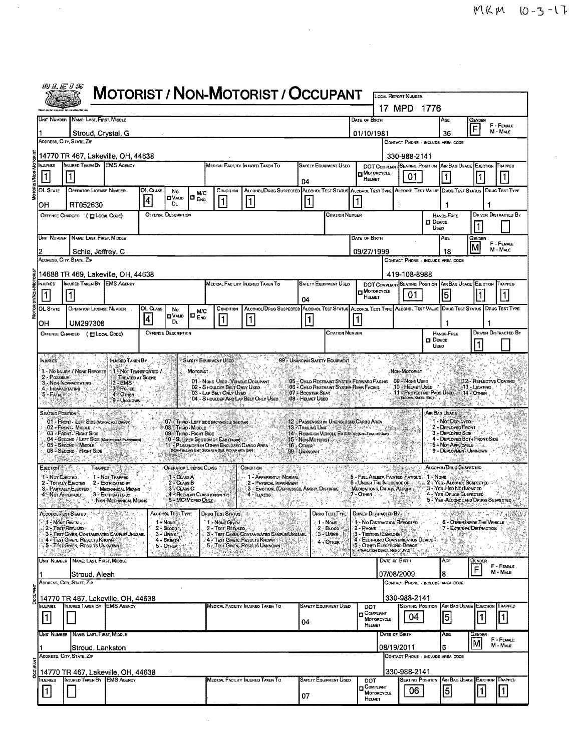MKM 10-3-17

# MOTORIST / NON-MOTORIST / OCCUPANT

**LOCAL REPORT NUMBER:** 17 MPD 1776

## Motorist/Non-Motorist — Unit 1

| UNIT NUMBER | NAME: LAST, FIRST, MIDDLE | DATE OF BIRTH | AGE | GENDER |
|---|---|---|---|---|
| 1 | Stroud, Crystal, G | 01/10/1981 | 36 | F |

| ADDRESS, CITY, STATE, ZIP | CONTACT PHONE - INCLUDE AREA CODE |
|---|---|
| 14770 TR 467, Lakeville, OH, 44638 | 330-988-2141 |

| INJURIES | INJURED TAKEN BY | EMS AGENCY | MEDICAL FACILITY INJURED TAKEN TO | SAFETY EQUIPMENT USED | DOT COMPLIANT MOTORCYCLE HELMET | SEATING POSITION | AIR BAG USAGE | EJECTION | TRAPPED |
|---|---|---|---|---|---|---|---|---|---|
| 1 | 1 | | | 04 | | 01 | 1 | 1 | 1 |

| OL STATE | OPERATOR LICENSE NUMBER | OL CLASS | NO VALID DL | M/C END | CONDITION | ALCOHOL/DRUG SUSPECTED | ALCOHOL TEST STATUS | ALCOHOL TEST TYPE | ALCOHOL TEST VALUE | DRUG TEST STATUS | DRUG TEST TYPE |
|---|---|---|---|---|---|---|---|---|---|---|---|
| OH | RT052630 | 4 | | | 1 | 1 | 1 | 1 | | 1 | 1 |

| OFFENSE CHARGED ( LOCAL CODE) | OFFENSE DESCRIPTION | CITATION NUMBER | HANDS-FREE DEVICE USED | DRIVER DISTRACTED BY |
|---|---|---|---|---|
| | | | | 1 |

## Motorist/Non-Motorist — Unit 2

| UNIT NUMBER | NAME: LAST, FIRST, MIDDLE | DATE OF BIRTH | AGE | GENDER |
|---|---|---|---|---|
| 2 | Schie, Jeffrey, C | 09/27/1999 | 18 | M |

| ADDRESS, CITY, STATE, ZIP | CONTACT PHONE - INCLUDE AREA CODE |
|---|---|
| 14688 TR 469, Lakeville, OH, 44638 | 419-108-8988 |

| INJURIES | INJURED TAKEN BY | EMS AGENCY | MEDICAL FACILITY INJURED TAKEN TO | SAFETY EQUIPMENT USED | DOT COMPLIANT MOTORCYCLE HELMET | SEATING POSITION | AIR BAG USAGE | EJECTION | TRAPPED |
|---|---|---|---|---|---|---|---|---|---|
| 1 | 1 | | | 04 | | 01 | 5 | 1 | 1 |

| OL STATE | OPERATOR LICENSE NUMBER | OL CLASS | NO VALID DL | M/C END | CONDITION | ALCOHOL/DRUG SUSPECTED | ALCOHOL TEST STATUS | ALCOHOL TEST TYPE | ALCOHOL TEST VALUE | DRUG TEST STATUS | DRUG TEST TYPE |
|---|---|---|---|---|---|---|---|---|---|---|---|
| OH | UM297308 | 4 | | | 1 | 1 | 1 | 1 | | 1 | 1 |

| OFFENSE CHARGED ( LOCAL CODE) | OFFENSE DESCRIPTION | CITATION NUMBER | HANDS-FREE DEVICE USED | DRIVER DISTRACTED BY |
|---|---|---|---|---|
| | | | | 1 |

## Codes

**INJURIES:** 1 - No Injury / None Reported; 2 - Possible; 3 - Non-Incapacitating; 4 - Incapacitating; 5 - Fatal

**INJURED TAKEN BY:** 1 - Not Transported / Treated at Scene; 2 - EMS; 3 - Police; 4 - Other; 9 - Unknown

**SAFETY EQUIPMENT USED:** 99 - Unknown Safety Equipment
- Motorist: 01 - None Used - Vehicle Occupant; 02 - Shoulder Belt Only Used; 03 - Lap Belt Only Used; 04 - Shoulder and Lap Belt Only Used; 05 - Child Restraint System Forward Facing; 06 - Child Restraint System-Rear Facing; 07 - Booster Seat; 08 - Helmet Used
- Non-Motorist: 09 - None Used; 10 - Helmet Used; 11 - Protective Pads Used (Elbows, Knees, Etc); 12 - Reflective Coating; 13 - Lighting; 14 - Other

**SEATING POSITION:** 01 - Front - Left Side (Motorcycle Driver); 02 - Front - Middle; 03 - Front - Right Side; 04 - Second - Left Side (Motorcycle Passenger); 05 - Second - Middle; 06 - Second - Right Side; 07 - Third - Left Side (Motorcycle Side Car); 08 - Third - Middle; 09 - Third - Right Side; 10 - Sleeper Section of Cab (Truck); 11 - Passenger in Other Enclosed Cargo Area (Non-Trailing Unit Such as a Bus, Pickup with Cap); 12 - Passenger in Unenclosed Cargo Area; 13 - Trailing Unit; 14 - Riding on Vehicle Exterior (Non-Trailing Unit); 15 - Non-Motorist; 16 - Other; 99 - Unknown

**AIR BAG USAGE:** 1 - Not Deployed; 2 - Deployed Front; 3 - Deployed Side; 4 - Deployed Both Front/Side; 5 - Not Applicable; 9 - Deployment Unknown

**EJECTION:** 1 - Not Ejected; 2 - Totally Ejected; 3 - Partially Ejected; 4 - Not Applicable

**TRAPPED:** 1 - Not Trapped; 2 - Extricated by Mechanical Means; 3 - Extricated by Non-Mechanical Means

**OPERATOR LICENSE CLASS:** 1 - Class A; 2 - Class B; 3 - Class C; 4 - Regular Class (Ohio is "D"); 5 - MC/Moped Only

**CONDITION:** 1 - Apparently Normal; 2 - Physical Impairment; 3 - Emotional (Depressed, Angry, Disturbed); 4 - Illness; 5 - Fell Asleep, Fainted, Fatigue; 6 - Under the Influence of Medications, Drugs, Alcohol; 7 - Other

**ALCOHOL/DRUG SUSPECTED:** 1 - None; 2 - Yes - Alcohol Suspected; 3 - Yes - HBD Not Impaired; 4 - Yes - Drugs Suspected; 5 - Yes - Alcohol and Drugs Suspected

**ALCOHOL TEST STATUS:** 1 - None Given; 2 - Test Refused; 3 - Test Given, Contaminated Sample/Unusabl; 4 - Test Given, Results Known; 5 - Test Given, Results Unknown

**ALCOHOL TEST TYPE:** 1 - None; 2 - Blood; 3 - Urine; 4 - Breath; 5 - Other

**DRUG TEST STATUS:** 1 - None Given; 2 - Test Refused; 3 - Test Given, Contaminated Sample/Unusabl; 4 - Test Given, Results Known; 5 - Test Given, Results Unknown

**DRUG TEST TYPE:** 1 - None; 2 - Blood; 3 - Urine; 4 - Other

**DRIVER DISTRACTED BY:** 1 - No Distraction Reported; 2 - Phone; 3 - Texting / Emailing; 4 - Electronic Communication Device; 5 - Other Electronic Device (Navigation Device, Radio, DVD); 6 - Other Inside the Vehicle; 7 - External Distraction

## Occupant

| UNIT NUMBER | NAME: LAST, FIRST, MIDDLE | DATE OF BIRTH | AGE | GENDER |
|---|---|---|---|---|
| 1 | Stroud, Aleah | 07/08/2009 | 8 | F |

| ADDRESS, CITY, STATE, ZIP | CONTACT PHONE - INCLUDE AREA CODE |
|---|---|
| 14770 TR 467, Lakeville, OH, 44638 | 330-988-2141 |

| INJURIES | INJURED TAKEN BY | EMS AGENCY | MEDICAL FACILITY INJURED TAKEN TO | SAFETY EQUIPMENT USED | DOT COMPLIANT MOTORCYCLE HELMET | SEATING POSITION | AIR BAG USAGE | EJECTION | TRAPPED |
|---|---|---|---|---|---|---|---|---|---|
| 1 | | | | 04 | | 04 | 5 | 1 | 1 |

## Occupant

| UNIT NUMBER | NAME: LAST, FIRST, MIDDLE | DATE OF BIRTH | AGE | GENDER |
|---|---|---|---|---|
| 1 | Stroud, Lankston | 08/19/2011 | 6 | M |

| ADDRESS, CITY, STATE, ZIP | CONTACT PHONE - INCLUDE AREA CODE |
|---|---|
| 14770 TR 467, Lakeville, OH, 44638 | 330-988-2141 |

| INJURIES | INJURED TAKEN BY | EMS AGENCY | MEDICAL FACILITY INJURED TAKEN TO | SAFETY EQUIPMENT USED | DOT COMPLIANT MOTORCYCLE HELMET | SEATING POSITION | AIR BAG USAGE | EJECTION | TRAPPED |
|---|---|---|---|---|---|---|---|---|---|
| 1 | | | | 07 | | 06 | 5 | 1 | 1 |